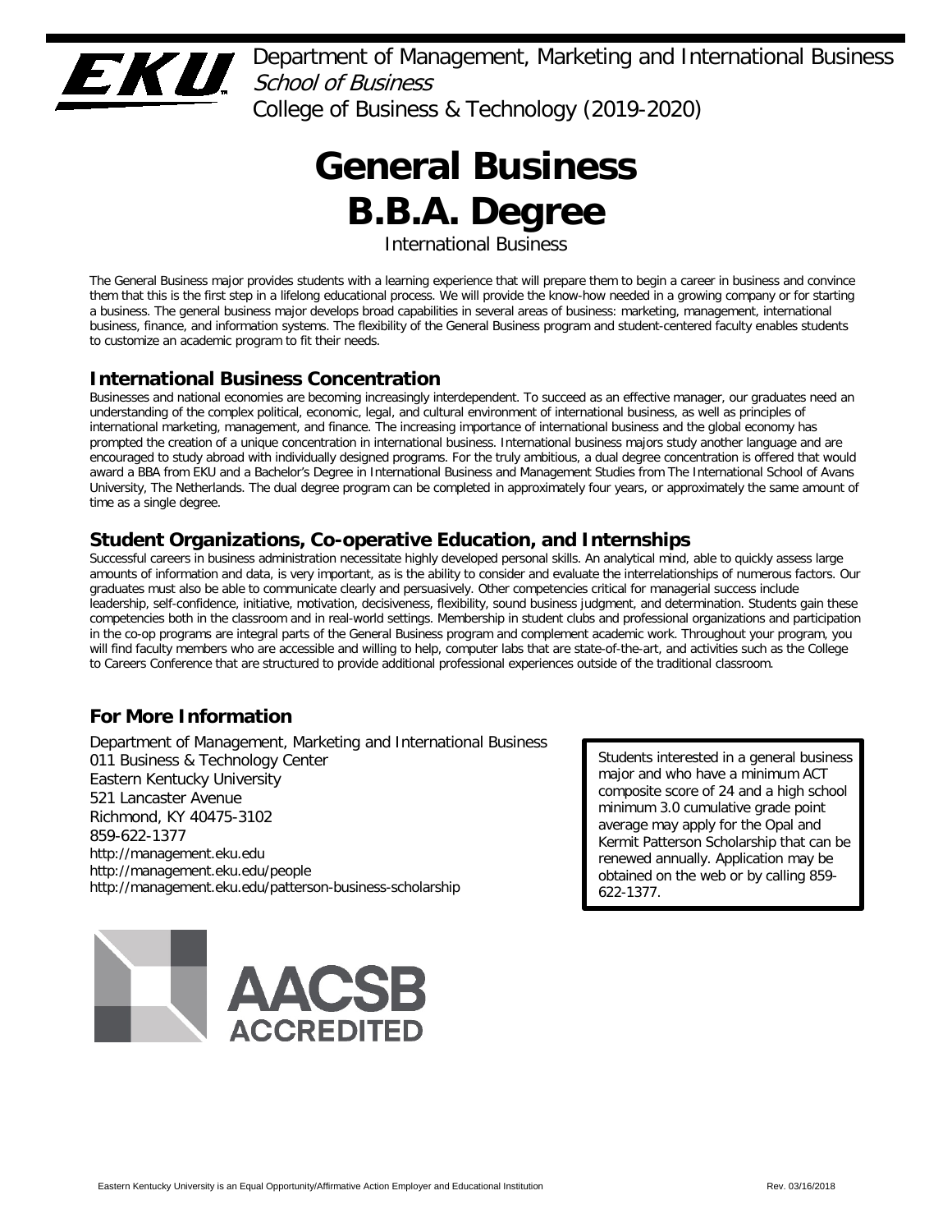Department of Management, Marketing and International Business
*School of Business*
College of Business & Technology (2019-2020)

# General Business B.B.A. Degree

International Business

The General Business major provides students with a learning experience that will prepare them to begin a career in business and convince them that this is the first step in a lifelong educational process. We will provide the know-how needed in a growing company or for starting a business. The general business major develops broad capabilities in several areas of business: marketing, management, international business, finance, and information systems. The flexibility of the General Business program and student-centered faculty enables students to customize an academic program to fit their needs.

## International Business Concentration

Businesses and national economies are becoming increasingly interdependent. To succeed as an effective manager, our graduates need an understanding of the complex political, economic, legal, and cultural environment of international business, as well as principles of international marketing, management, and finance. The increasing importance of international business and the global economy has prompted the creation of a unique concentration in international business. International business majors study another language and are encouraged to study abroad with individually designed programs. For the truly ambitious, a dual degree concentration is offered that would award a BBA from EKU and a Bachelor's Degree in International Business and Management Studies from The International School of Avans University, The Netherlands. The dual degree program can be completed in approximately four years, or approximately the same amount of time as a single degree.

## Student Organizations, Co-operative Education, and Internships

Successful careers in business administration necessitate highly developed personal skills. An analytical mind, able to quickly assess large amounts of information and data, is very important, as is the ability to consider and evaluate the interrelationships of numerous factors. Our graduates must also be able to communicate clearly and persuasively. Other competencies critical for managerial success include leadership, self-confidence, initiative, motivation, decisiveness, flexibility, sound business judgment, and determination. Students gain these competencies both in the classroom and in real-world settings. Membership in student clubs and professional organizations and participation in the co-op programs are integral parts of the General Business program and complement academic work. Throughout your program, you will find faculty members who are accessible and willing to help, computer labs that are state-of-the-art, and activities such as the College to Careers Conference that are structured to provide additional professional experiences outside of the traditional classroom.

## For More Information

Department of Management, Marketing and International Business
011 Business & Technology Center
Eastern Kentucky University
521 Lancaster Avenue
Richmond, KY 40475-3102
859-622-1377
http://management.eku.edu
http://management.eku.edu/people
http://management.eku.edu/patterson-business-scholarship

Students interested in a general business major and who have a minimum ACT composite score of 24 and a high school minimum 3.0 cumulative grade point average may apply for the Opal and Kermit Patterson Scholarship that can be renewed annually. Application may be obtained on the web or by calling 859-622-1377.

AACSB ACCREDITED

Eastern Kentucky University is an Equal Opportunity/Affirmative Action Employer and Educational Institution

Rev. 03/16/2018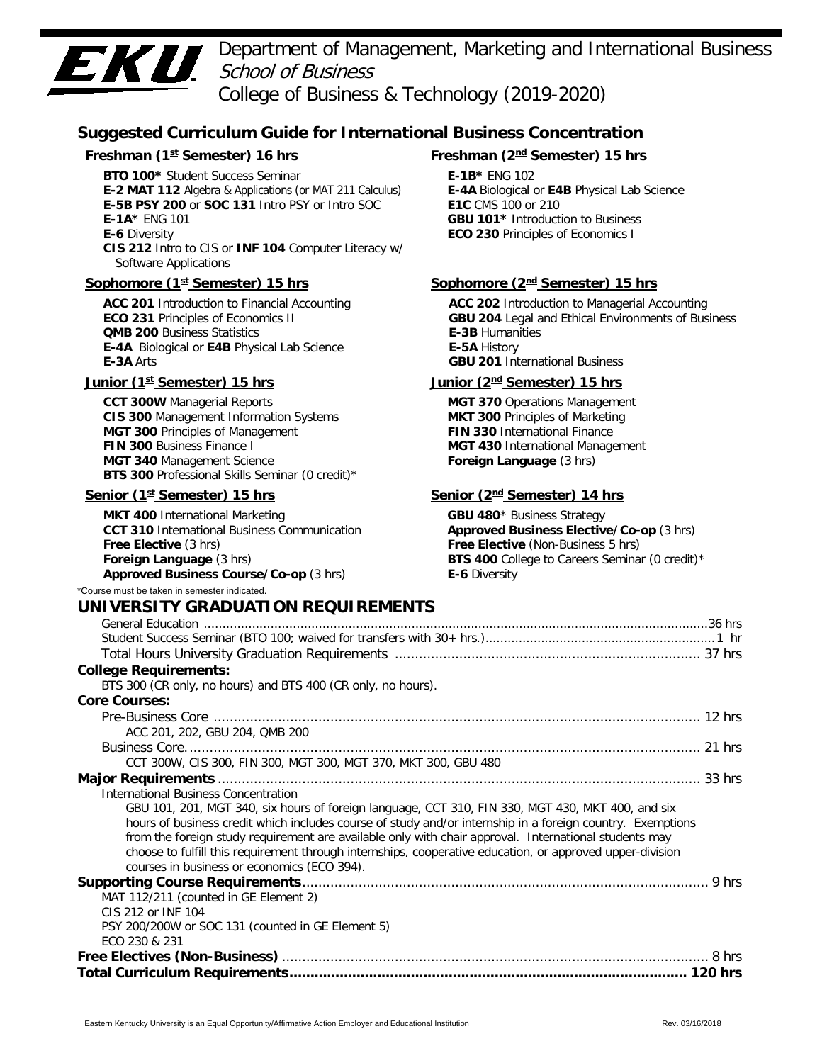Department of Management, Marketing and International Business
*School of Business*
College of Business & Technology (2019-2020)

## Suggested Curriculum Guide for International Business Concentration

### Freshman (1st Semester) 16 hrs

**BTO 100*** Student Success Seminar
**E-2 MAT 112** Algebra & Applications (or MAT 211 Calculus)
**E-5B PSY 200** or **SOC 131** Intro PSY or Intro SOC
**E-1A*** ENG 101
**E-6** Diversity
**CIS 212** Intro to CIS or **INF 104** Computer Literacy w/ Software Applications

### Freshman (2nd Semester) 15 hrs

**E-1B*** ENG 102
**E-4A** Biological or **E4B** Physical Lab Science
**E1C** CMS 100 or 210
**GBU 101*** Introduction to Business
**ECO 230** Principles of Economics I

### Sophomore (1st Semester) 15 hrs

**ACC 201** Introduction to Financial Accounting
**ECO 231** Principles of Economics II
**QMB 200** Business Statistics
**E-4A** Biological or **E4B** Physical Lab Science
**E-3A** Arts

### Sophomore (2nd Semester) 15 hrs

**ACC 202** Introduction to Managerial Accounting
**GBU 204** Legal and Ethical Environments of Business
**E-3B** Humanities
**E-5A** History
**GBU 201** International Business

### Junior (1st Semester) 15 hrs

**CCT 300W** Managerial Reports
**CIS 300** Management Information Systems
**MGT 300** Principles of Management
**FIN 300** Business Finance I
**MGT 340** Management Science
**BTS 300** Professional Skills Seminar (0 credit)*

### Junior (2nd Semester) 15 hrs

**MGT 370** Operations Management
**MKT 300** Principles of Marketing
**FIN 330** International Finance
**MGT 430** International Management
**Foreign Language** (3 hrs)

### Senior (1st Semester) 15 hrs

**MKT 400** International Marketing
**CCT 310** International Business Communication
**Free Elective** (3 hrs)
**Foreign Language** (3 hrs)
**Approved Business Course/Co-op** (3 hrs)

### Senior (2nd Semester) 14 hrs

**GBU 480*** Business Strategy
**Approved Business Elective/Co-op** (3 hrs)
**Free Elective** (Non-Business 5 hrs)
**BTS 400** College to Careers Seminar (0 credit)*
**E-6** Diversity

*Course must be taken in semester indicated.

## UNIVERSITY GRADUATION REQUIREMENTS

General Education ........ 36 hrs
Student Success Seminar (BTO 100; waived for transfers with 30+ hrs.) ........ 1 hr
Total Hours University Graduation Requirements ........ 37 hrs

**College Requirements:**
BTS 300 (CR only, no hours) and BTS 400 (CR only, no hours).

**Core Courses:**
Pre-Business Core ........ 12 hrs
ACC 201, 202, GBU 204, QMB 200
Business Core ........ 21 hrs
CCT 300W, CIS 300, FIN 300, MGT 300, MGT 370, MKT 300, GBU 480

**Major Requirements** ........ 33 hrs
International Business Concentration
GBU 101, 201, MGT 340, six hours of foreign language, CCT 310, FIN 330, MGT 430, MKT 400, and six hours of business credit which includes course of study and/or internship in a foreign country. Exemptions from the foreign study requirement are available only with chair approval. International students may choose to fulfill this requirement through internships, cooperative education, or approved upper-division courses in business or economics (ECO 394).

**Supporting Course Requirements** ........ 9 hrs
MAT 112/211 (counted in GE Element 2)
CIS 212 or INF 104
PSY 200/200W or SOC 131 (counted in GE Element 5)
ECO 230 & 231

**Free Electives (Non-Business)** ........ 8 hrs
**Total Curriculum Requirements ........ 120 hrs**

Eastern Kentucky University is an Equal Opportunity/Affirmative Action Employer and Educational Institution — Rev. 03/16/2018